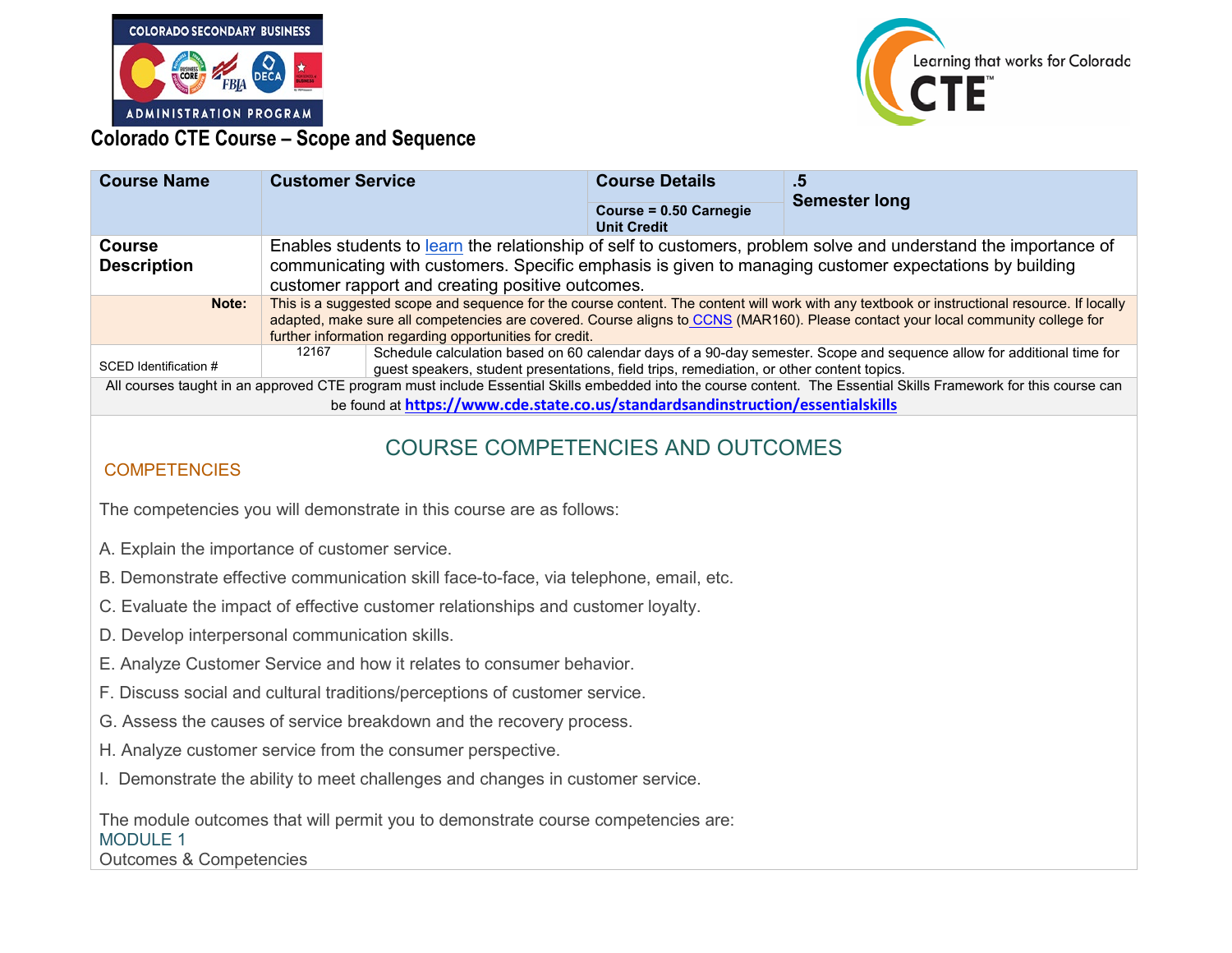# Colorado CTE Course – Scope and Sequence

| | | | |
|---|---|---|---|
| **Course Name** | **Customer Service** | **Course Details**<br>**Course = 0.50 Carnegie Unit Credit** | **.5**<br>**Semester long** |
| **Course Description** | Enables students to learn the relationship of self to customers, problem solve and understand the importance of communicating with customers. Specific emphasis is given to managing customer expectations by building customer rapport and creating positive outcomes. | | |
| **Note:** | This is a suggested scope and sequence for the course content. The content will work with any textbook or instructional resource. If locally adapted, make sure all competencies are covered. Course aligns to CCNS (MAR160). Please contact your local community college for further information regarding opportunities for credit. | | |
| SCED Identification # | 12167 | Schedule calculation based on 60 calendar days of a 90-day semester. Scope and sequence allow for additional time for guest speakers, student presentations, field trips, remediation, or other content topics. | |

All courses taught in an approved CTE program must include Essential Skills embedded into the course content. The Essential Skills Framework for this course can be found at **https://www.cde.state.co.us/standardsandinstruction/essentialskills**

## COURSE COMPETENCIES AND OUTCOMES

### COMPETENCIES

The competencies you will demonstrate in this course are as follows:

A. Explain the importance of customer service.

B. Demonstrate effective communication skill face-to-face, via telephone, email, etc.

C. Evaluate the impact of effective customer relationships and customer loyalty.

D. Develop interpersonal communication skills.

E. Analyze Customer Service and how it relates to consumer behavior.

F. Discuss social and cultural traditions/perceptions of customer service.

G. Assess the causes of service breakdown and the recovery process.

H. Analyze customer service from the consumer perspective.

I. Demonstrate the ability to meet challenges and changes in customer service.

The module outcomes that will permit you to demonstrate course competencies are:

### MODULE 1

Outcomes & Competencies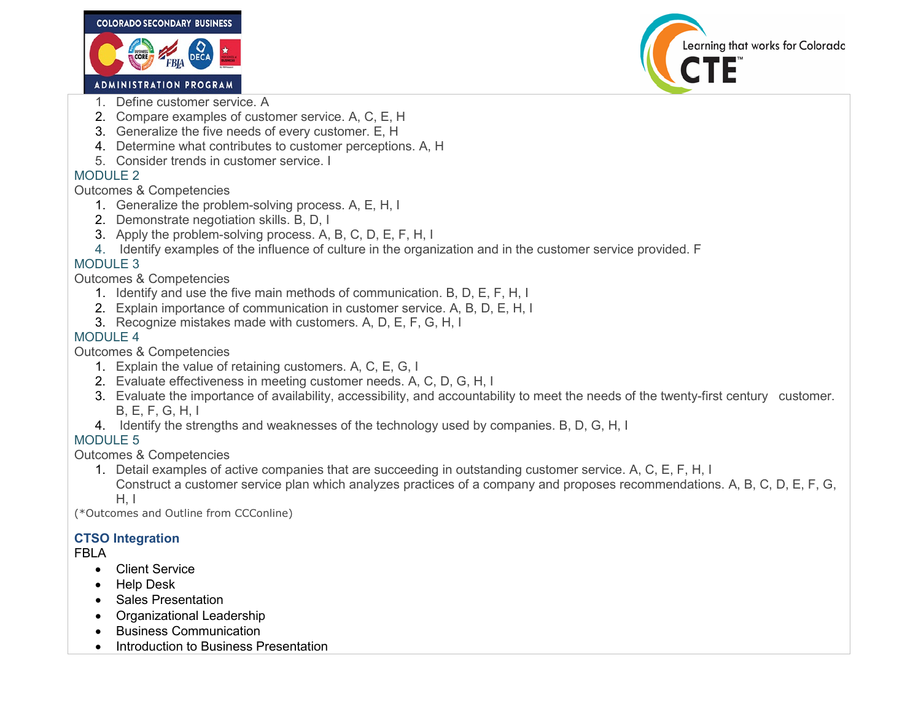1. Define customer service. A
2. Compare examples of customer service. A, C, E, H
3. Generalize the five needs of every customer. E, H
4. Determine what contributes to customer perceptions. A, H
5. Consider trends in customer service. I

MODULE 2

Outcomes & Competencies

1. Generalize the problem-solving process. A, E, H, I
2. Demonstrate negotiation skills. B, D, I
3. Apply the problem-solving process. A, B, C, D, E, F, H, I
4. Identify examples of the influence of culture in the organization and in the customer service provided. F

MODULE 3

Outcomes & Competencies

1. Identify and use the five main methods of communication. B, D, E, F, H, I
2. Explain importance of communication in customer service. A, B, D, E, H, I
3. Recognize mistakes made with customers. A, D, E, F, G, H, I

MODULE 4

Outcomes & Competencies

1. Explain the value of retaining customers. A, C, E, G, I
2. Evaluate effectiveness in meeting customer needs. A, C, D, G, H, I
3. Evaluate the importance of availability, accessibility, and accountability to meet the needs of the twenty-first century customer. B, E, F, G, H, I
4. Identify the strengths and weaknesses of the technology used by companies. B, D, G, H, I

MODULE 5

Outcomes & Competencies

1. Detail examples of active companies that are succeeding in outstanding customer service. A, C, E, F, H, I
   Construct a customer service plan which analyzes practices of a company and proposes recommendations. A, B, C, D, E, F, G, H, I

(*Outcomes and Outline from CCConline)

**CTSO Integration**

FBLA

- Client Service
- Help Desk
- Sales Presentation
- Organizational Leadership
- Business Communication
- Introduction to Business Presentation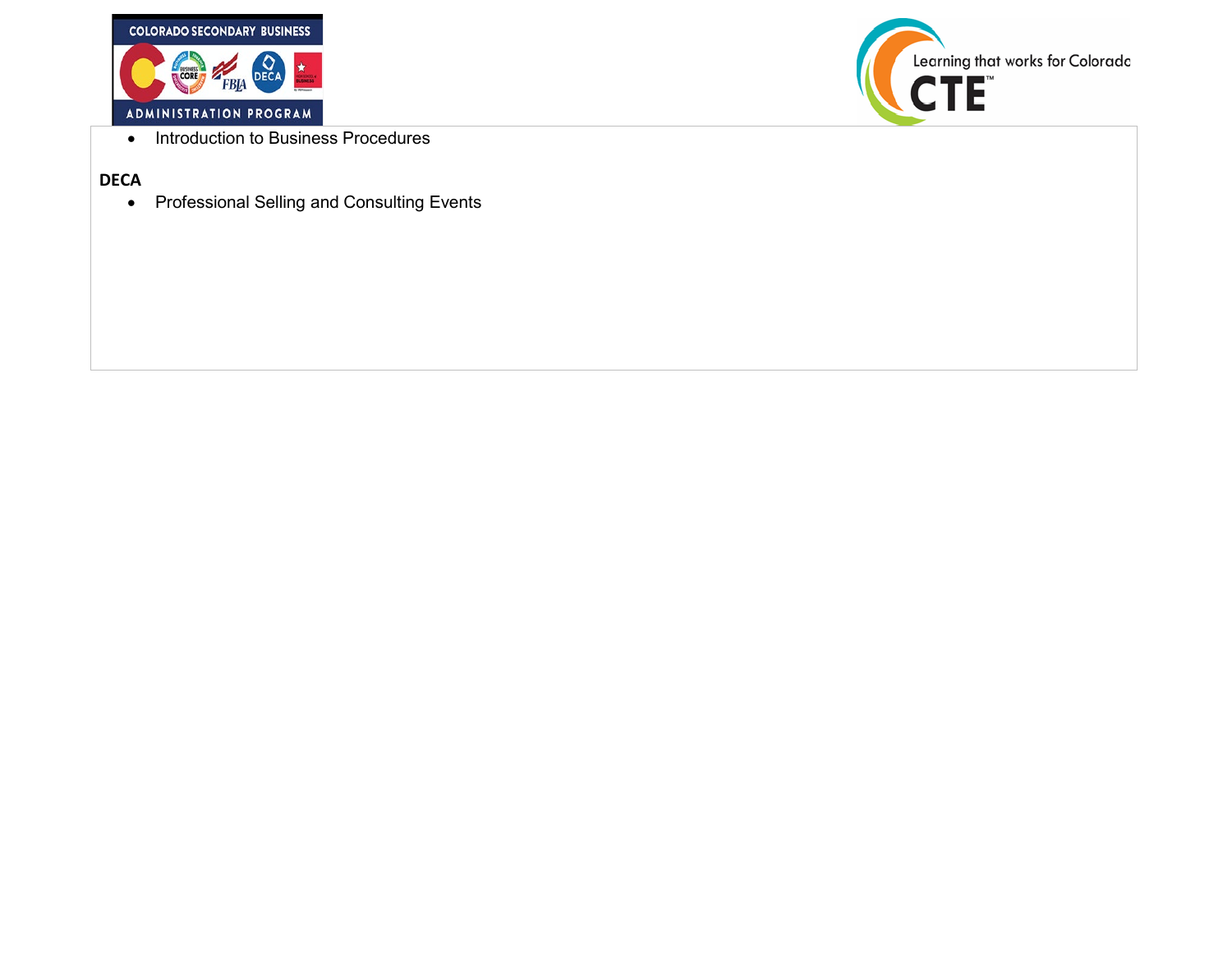- Introduction to Business Procedures

**DECA**

- Professional Selling and Consulting Events